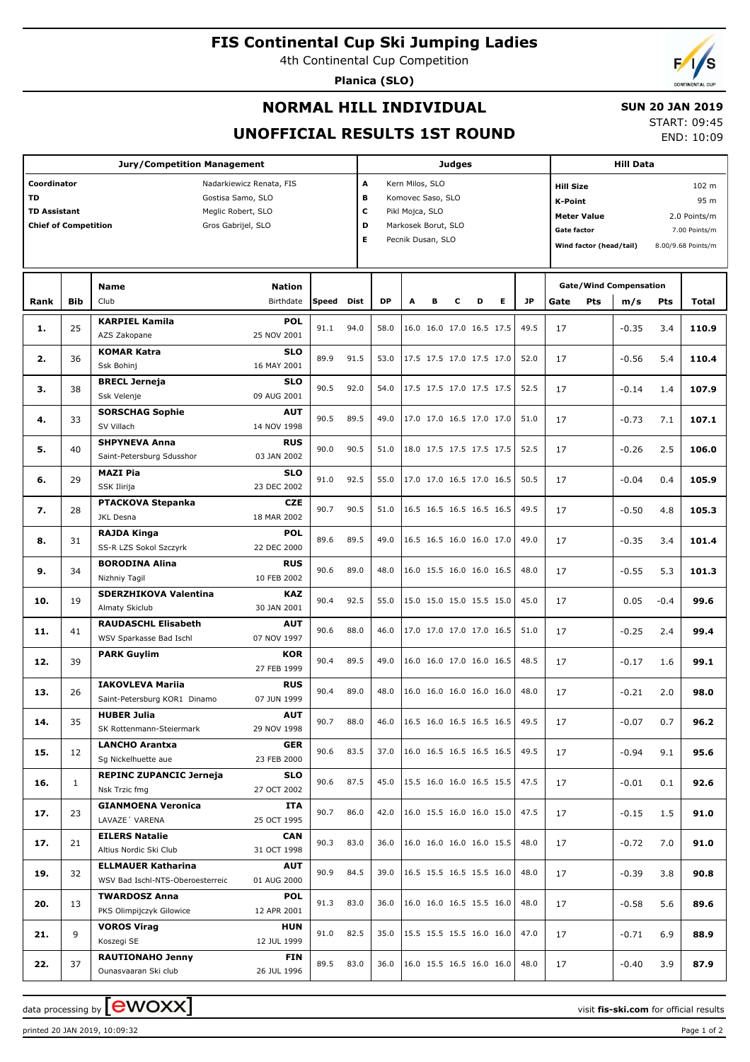# FIS Continental Cup Ski Jumping Ladies

4th Continental Cup Competition

**Planica (SLO)**

## NORMAL HILL INDIVIDUAL

## UNOFFICIAL RESULTS 1ST ROUND

**SUN 20 JAN 2019**

START: 09:45

END: 10:09

| Jury/Competition Management | |
|---|---|
| Coordinator | Nadarkiewicz Renata, FIS |
| TD | Gostisa Samo, SLO |
| TD Assistant | Meglic Robert, SLO |
| Chief of Competition | Gros Gabrijel, SLO |

| Judges | |
|---|---|
| A | Kern Milos, SLO |
| B | Komovec Saso, SLO |
| C | Pikl Mojca, SLO |
| D | Markosek Borut, SLO |
| E | Pecnik Dusan, SLO |

| Hill Data | |
|---|---|
| Hill Size | 102 m |
| K-Point | 95 m |
| Meter Value | 2.0 Points/m |
| Gate factor | 7.00 Points/m |
| Wind factor (head/tail) | 8.00/9.68 Points/m |

| Rank | Bib | Name / Club | Nation / Birthdate | Speed | Dist | DP | A | B | C | D | E | JP | Gate | Pts | m/s | Pts | Total |
|---|---|---|---|---|---|---|---|---|---|---|---|---|---|---|---|---|---|
| 1. | 25 | KARPIEL Kamila / AZS Zakopane | POL / 25 NOV 2001 | 91.1 | 94.0 | 58.0 | 16.0 | 16.0 | 17.0 | 16.5 | 17.5 | 49.5 | 17 | | -0.35 | 3.4 | 110.9 |
| 2. | 36 | KOMAR Katra / Ssk Bohinj | SLO / 16 MAY 2001 | 89.9 | 91.5 | 53.0 | 17.5 | 17.5 | 17.0 | 17.5 | 17.0 | 52.0 | 17 | | -0.56 | 5.4 | 110.4 |
| 3. | 38 | BRECL Jerneja / Ssk Velenje | SLO / 09 AUG 2001 | 90.5 | 92.0 | 54.0 | 17.5 | 17.5 | 17.0 | 17.5 | 17.5 | 52.5 | 17 | | -0.14 | 1.4 | 107.9 |
| 4. | 33 | SORSCHAG Sophie / SV Villach | AUT / 14 NOV 1998 | 90.5 | 89.5 | 49.0 | 17.0 | 17.0 | 16.5 | 17.0 | 17.0 | 51.0 | 17 | | -0.73 | 7.1 | 107.1 |
| 5. | 40 | SHPYNEVA Anna / Saint-Petersburg Sdusshor | RUS / 03 JAN 2002 | 90.0 | 90.5 | 51.0 | 18.0 | 17.5 | 17.5 | 17.5 | 17.5 | 52.5 | 17 | | -0.26 | 2.5 | 106.0 |
| 6. | 29 | MAZI Pia / SSK Ilirija | SLO / 23 DEC 2002 | 91.0 | 92.5 | 55.0 | 17.0 | 17.0 | 16.5 | 17.0 | 16.5 | 50.5 | 17 | | -0.04 | 0.4 | 105.9 |
| 7. | 28 | PTACKOVA Stepanka / JKL Desna | CZE / 18 MAR 2002 | 90.7 | 90.5 | 51.0 | 16.5 | 16.5 | 16.5 | 16.5 | 16.5 | 49.5 | 17 | | -0.50 | 4.8 | 105.3 |
| 8. | 31 | RAJDA Kinga / SS-R LZS Sokol Szczyrk | POL / 22 DEC 2000 | 89.6 | 89.5 | 49.0 | 16.5 | 16.5 | 16.0 | 16.0 | 17.0 | 49.0 | 17 | | -0.35 | 3.4 | 101.4 |
| 9. | 34 | BORODINA Alina / Nizhniy Tagil | RUS / 10 FEB 2002 | 90.6 | 89.0 | 48.0 | 16.0 | 15.5 | 16.0 | 16.0 | 16.5 | 48.0 | 17 | | -0.55 | 5.3 | 101.3 |
| 10. | 19 | SDERZHIKOVA Valentina / Almaty Skiclub | KAZ / 30 JAN 2001 | 90.4 | 92.5 | 55.0 | 15.0 | 15.0 | 15.0 | 15.5 | 15.0 | 45.0 | 17 | | 0.05 | -0.4 | 99.6 |
| 11. | 41 | RAUDASCHL Elisabeth / WSV Sparkasse Bad Ischl | AUT / 07 NOV 1997 | 90.6 | 88.0 | 46.0 | 17.0 | 17.0 | 17.0 | 17.0 | 16.5 | 51.0 | 17 | | -0.25 | 2.4 | 99.4 |
| 12. | 39 | PARK Guylim | KOR / 27 FEB 1999 | 90.4 | 89.5 | 49.0 | 16.0 | 16.0 | 17.0 | 16.0 | 16.5 | 48.5 | 17 | | -0.17 | 1.6 | 99.1 |
| 13. | 26 | IAKOVLEVA Mariia / Saint-Petersburg KOR1 Dinamo | RUS / 07 JUN 1999 | 90.4 | 89.0 | 48.0 | 16.0 | 16.0 | 16.0 | 16.0 | 16.0 | 48.0 | 17 | | -0.21 | 2.0 | 98.0 |
| 14. | 35 | HUBER Julia / SK Rottenmann-Steiermark | AUT / 29 NOV 1998 | 90.7 | 88.0 | 46.0 | 16.5 | 16.0 | 16.5 | 16.5 | 16.5 | 49.5 | 17 | | -0.07 | 0.7 | 96.2 |
| 15. | 12 | LANCHO Arantxa / Sg Nickelhuette aue | GER / 23 FEB 2000 | 90.6 | 83.5 | 37.0 | 16.0 | 16.5 | 16.5 | 16.5 | 16.5 | 49.5 | 17 | | -0.94 | 9.1 | 95.6 |
| 16. | 1 | REPINC ZUPANCIC Jerneja / Nsk Trzic fmg | SLO / 27 OCT 2002 | 90.6 | 87.5 | 45.0 | 15.5 | 16.0 | 16.0 | 16.5 | 15.5 | 47.5 | 17 | | -0.01 | 0.1 | 92.6 |
| 17. | 23 | GIANMOENA Veronica / LAVAZE´ VARENA | ITA / 25 OCT 1995 | 90.7 | 86.0 | 42.0 | 16.0 | 15.5 | 16.0 | 16.0 | 15.0 | 47.5 | 17 | | -0.15 | 1.5 | 91.0 |
| 17. | 21 | EILERS Natalie / Altius Nordic Ski Club | CAN / 31 OCT 1998 | 90.3 | 83.0 | 36.0 | 16.0 | 16.0 | 16.0 | 16.0 | 15.5 | 48.0 | 17 | | -0.72 | 7.0 | 91.0 |
| 19. | 32 | ELLMAUER Katharina / WSV Bad Ischl-NTS-Oberoesterreic | AUT / 01 AUG 2000 | 90.9 | 84.5 | 39.0 | 16.5 | 15.5 | 16.5 | 15.5 | 16.0 | 48.0 | 17 | | -0.39 | 3.8 | 90.8 |
| 20. | 13 | TWARDOSZ Anna / PKS Olimpijczyk Gilowice | POL / 12 APR 2001 | 91.3 | 83.0 | 36.0 | 16.0 | 16.0 | 16.5 | 15.5 | 16.0 | 48.0 | 17 | | -0.58 | 5.6 | 89.6 |
| 21. | 9 | VOROS Virag / Koszegi SE | HUN / 12 JUL 1999 | 91.0 | 82.5 | 35.0 | 15.5 | 15.5 | 15.5 | 16.0 | 16.0 | 47.0 | 17 | | -0.71 | 6.9 | 88.9 |
| 22. | 37 | RAUTIONAHO Jenny / Ounasvaaran Ski club | FIN / 26 JUL 1996 | 89.5 | 83.0 | 36.0 | 16.0 | 15.5 | 16.5 | 16.0 | 16.0 | 48.0 | 17 | | -0.40 | 3.9 | 87.9 |

data processing by ewoxx — visit fis-ski.com for official results

printed 20 JAN 2019, 10:09:32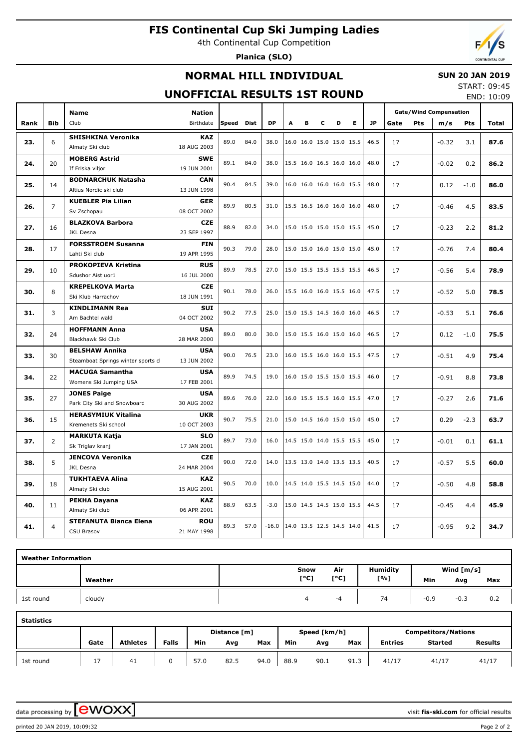# FIS Continental Cup Ski Jumping Ladies

4th Continental Cup Competition

**Planica (SLO)**

## NORMAL HILL INDIVIDUAL

**SUN 20 JAN 2019**

START: 09:45

END: 10:09

## UNOFFICIAL RESULTS 1ST ROUND

| Rank | Bib | Name / Club | Nation / Birthdate | Speed | Dist | DP | A | B | C | D | E | JP | Gate | Pts | m/s | Pts | Total |
|---|---|---|---|---|---|---|---|---|---|---|---|---|---|---|---|---|---|
| | | | | | | | | | | | | | Gate/Wind Compensation | | | | |
| 23. | 6 | SHISHKINA Veronika<br>Almaty Ski club | KAZ<br>18 AUG 2003 | 89.0 | 84.0 | 38.0 | 16.0 | 16.0 | 15.0 | 15.0 | 15.5 | 46.5 | 17 | | -0.32 | 3.1 | 87.6 |
| 24. | 20 | MOBERG Astrid<br>If Friska viljor | SWE<br>19 JUN 2001 | 89.1 | 84.0 | 38.0 | 15.5 | 16.0 | 16.5 | 16.0 | 16.0 | 48.0 | 17 | | -0.02 | 0.2 | 86.2 |
| 25. | 14 | BODNARCHUK Natasha<br>Altius Nordic ski club | CAN<br>13 JUN 1998 | 90.4 | 84.5 | 39.0 | 16.0 | 16.0 | 16.0 | 16.0 | 15.5 | 48.0 | 17 | | 0.12 | -1.0 | 86.0 |
| 26. | 7 | KUEBLER Pia Lilian<br>Sv Zschopau | GER<br>08 OCT 2002 | 89.9 | 80.5 | 31.0 | 15.5 | 16.5 | 16.0 | 16.0 | 16.0 | 48.0 | 17 | | -0.46 | 4.5 | 83.5 |
| 27. | 16 | BLAZKOVA Barbora<br>JKL Desna | CZE<br>23 SEP 1997 | 88.9 | 82.0 | 34.0 | 15.0 | 15.0 | 15.0 | 15.0 | 15.5 | 45.0 | 17 | | -0.23 | 2.2 | 81.2 |
| 28. | 17 | FORSSTROEM Susanna<br>Lahti Ski club | FIN<br>19 APR 1995 | 90.3 | 79.0 | 28.0 | 15.0 | 15.0 | 16.0 | 15.0 | 15.0 | 45.0 | 17 | | -0.76 | 7.4 | 80.4 |
| 29. | 10 | PROKOPIEVA Kristina<br>Sdushor Aist uor1 | RUS<br>16 JUL 2000 | 89.9 | 78.5 | 27.0 | 15.0 | 15.5 | 15.5 | 15.5 | 15.5 | 46.5 | 17 | | -0.56 | 5.4 | 78.9 |
| 30. | 8 | KREPELKOVA Marta<br>Ski Klub Harrachov | CZE<br>18 JUN 1991 | 90.1 | 78.0 | 26.0 | 15.5 | 16.0 | 16.0 | 15.5 | 16.0 | 47.5 | 17 | | -0.52 | 5.0 | 78.5 |
| 31. | 3 | KINDLIMANN Rea<br>Am Bachtel wald | SUI<br>04 OCT 2002 | 90.2 | 77.5 | 25.0 | 15.0 | 15.5 | 14.5 | 16.0 | 16.0 | 46.5 | 17 | | -0.53 | 5.1 | 76.6 |
| 32. | 24 | HOFFMANN Anna<br>Blackhawk Ski Club | USA<br>28 MAR 2000 | 89.0 | 80.0 | 30.0 | 15.0 | 15.5 | 16.0 | 15.0 | 16.0 | 46.5 | 17 | | 0.12 | -1.0 | 75.5 |
| 33. | 30 | BELSHAW Annika<br>Steamboat Springs winter sports cl | USA<br>13 JUN 2002 | 90.0 | 76.5 | 23.0 | 16.0 | 15.5 | 16.0 | 16.0 | 15.5 | 47.5 | 17 | | -0.51 | 4.9 | 75.4 |
| 34. | 22 | MACUGA Samantha<br>Womens Ski Jumping USA | USA<br>17 FEB 2001 | 89.9 | 74.5 | 19.0 | 16.0 | 15.0 | 15.5 | 15.0 | 15.5 | 46.0 | 17 | | -0.91 | 8.8 | 73.8 |
| 35. | 27 | JONES Paige<br>Park City Ski and Snowboard | USA<br>30 AUG 2002 | 89.6 | 76.0 | 22.0 | 16.0 | 15.5 | 15.5 | 16.0 | 15.5 | 47.0 | 17 | | -0.27 | 2.6 | 71.6 |
| 36. | 15 | HERASYMIUK Vitalina<br>Kremenets Ski school | UKR<br>10 OCT 2003 | 90.7 | 75.5 | 21.0 | 15.0 | 14.5 | 16.0 | 15.0 | 15.0 | 45.0 | 17 | | 0.29 | -2.3 | 63.7 |
| 37. | 2 | MARKUTA Katja<br>Sk Triglav kranj | SLO<br>17 JAN 2001 | 89.7 | 73.0 | 16.0 | 14.5 | 15.0 | 14.0 | 15.5 | 15.5 | 45.0 | 17 | | -0.01 | 0.1 | 61.1 |
| 38. | 5 | JENCOVA Veronika<br>JKL Desna | CZE<br>24 MAR 2004 | 90.0 | 72.0 | 14.0 | 13.5 | 13.0 | 14.0 | 13.5 | 13.5 | 40.5 | 17 | | -0.57 | 5.5 | 60.0 |
| 39. | 18 | TUKHTAEVA Alina<br>Almaty Ski club | KAZ<br>15 AUG 2001 | 90.5 | 70.0 | 10.0 | 14.5 | 14.0 | 15.5 | 14.5 | 15.0 | 44.0 | 17 | | -0.50 | 4.8 | 58.8 |
| 40. | 11 | PEKHA Dayana<br>Almaty Ski club | KAZ<br>06 APR 2001 | 88.9 | 63.5 | -3.0 | 15.0 | 14.5 | 14.5 | 15.0 | 15.5 | 44.5 | 17 | | -0.45 | 4.4 | 45.9 |
| 41. | 4 | STEFANUTA Bianca Elena<br>CSU Brasov | ROU<br>21 MAY 1998 | 89.3 | 57.0 | -16.0 | 14.0 | 13.5 | 12.5 | 14.5 | 14.0 | 41.5 | 17 | | -0.95 | 9.2 | 34.7 |

**Weather Information**

| | Weather | Snow [°C] | Air [°C] | Humidity [%] | Wind [m/s] Min | Avg | Max |
|---|---|---|---|---|---|---|---|
| 1st round | cloudy | 4 | -4 | 74 | -0.9 | -0.3 | 0.2 |

**Statistics**

| | Gate | Athletes | Falls | Distance [m] Min | Avg | Max | Speed [km/h] Min | Avg | Max | Competitors/Nations Entries | Started | Results |
|---|---|---|---|---|---|---|---|---|---|---|---|---|
| 1st round | 17 | 41 | 0 | 57.0 | 82.5 | 94.0 | 88.9 | 90.1 | 91.3 | 41/17 | 41/17 | 41/17 |

data processing by ewoxx — visit **fis-ski.com** for official results

printed 20 JAN 2019, 10:09:32